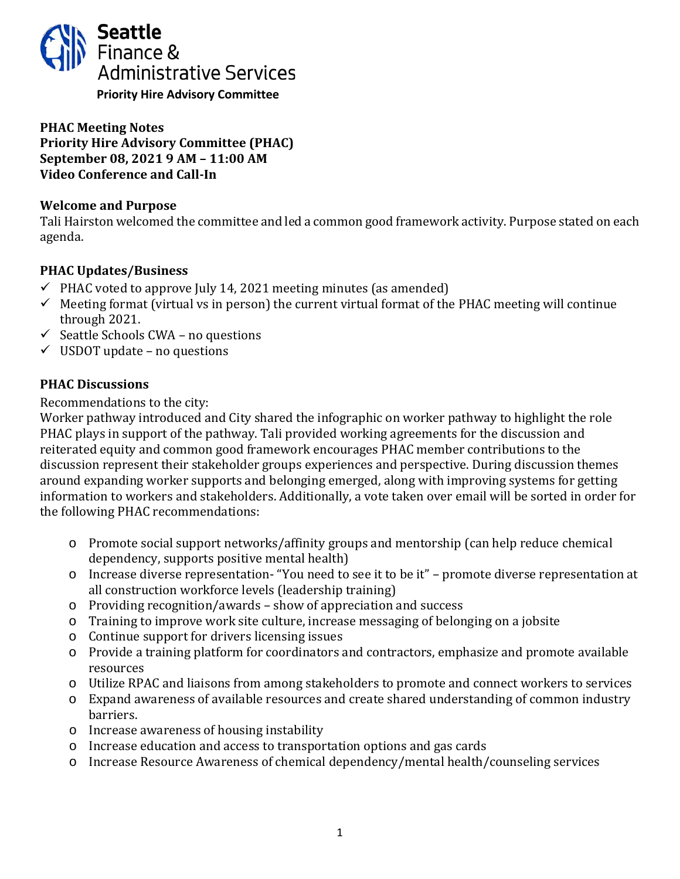Seattle
Finance &
Administrative Services
**Priority Hire Advisory Committee**

**PHAC Meeting Notes**
**Priority Hire Advisory Committee (PHAC)**
**September 08, 2021 9 AM – 11:00 AM**
**Video Conference and Call-In**

## Welcome and Purpose

Tali Hairston welcomed the committee and led a common good framework activity. Purpose stated on each agenda.

## PHAC Updates/Business

- ✓ PHAC voted to approve July 14, 2021 meeting minutes (as amended)
- ✓ Meeting format (virtual vs in person) the current virtual format of the PHAC meeting will continue through 2021.
- ✓ Seattle Schools CWA – no questions
- ✓ USDOT update – no questions

## PHAC Discussions

Recommendations to the city:
Worker pathway introduced and City shared the infographic on worker pathway to highlight the role PHAC plays in support of the pathway. Tali provided working agreements for the discussion and reiterated equity and common good framework encourages PHAC member contributions to the discussion represent their stakeholder groups experiences and perspective. During discussion themes around expanding worker supports and belonging emerged, along with improving systems for getting information to workers and stakeholders. Additionally, a vote taken over email will be sorted in order for the following PHAC recommendations:

- Promote social support networks/affinity groups and mentorship (can help reduce chemical dependency, supports positive mental health)
- Increase diverse representation- "You need to see it to be it" – promote diverse representation at all construction workforce levels (leadership training)
- Providing recognition/awards – show of appreciation and success
- Training to improve work site culture, increase messaging of belonging on a jobsite
- Continue support for drivers licensing issues
- Provide a training platform for coordinators and contractors, emphasize and promote available resources
- Utilize RPAC and liaisons from among stakeholders to promote and connect workers to services
- Expand awareness of available resources and create shared understanding of common industry barriers.
- Increase awareness of housing instability
- Increase education and access to transportation options and gas cards
- Increase Resource Awareness of chemical dependency/mental health/counseling services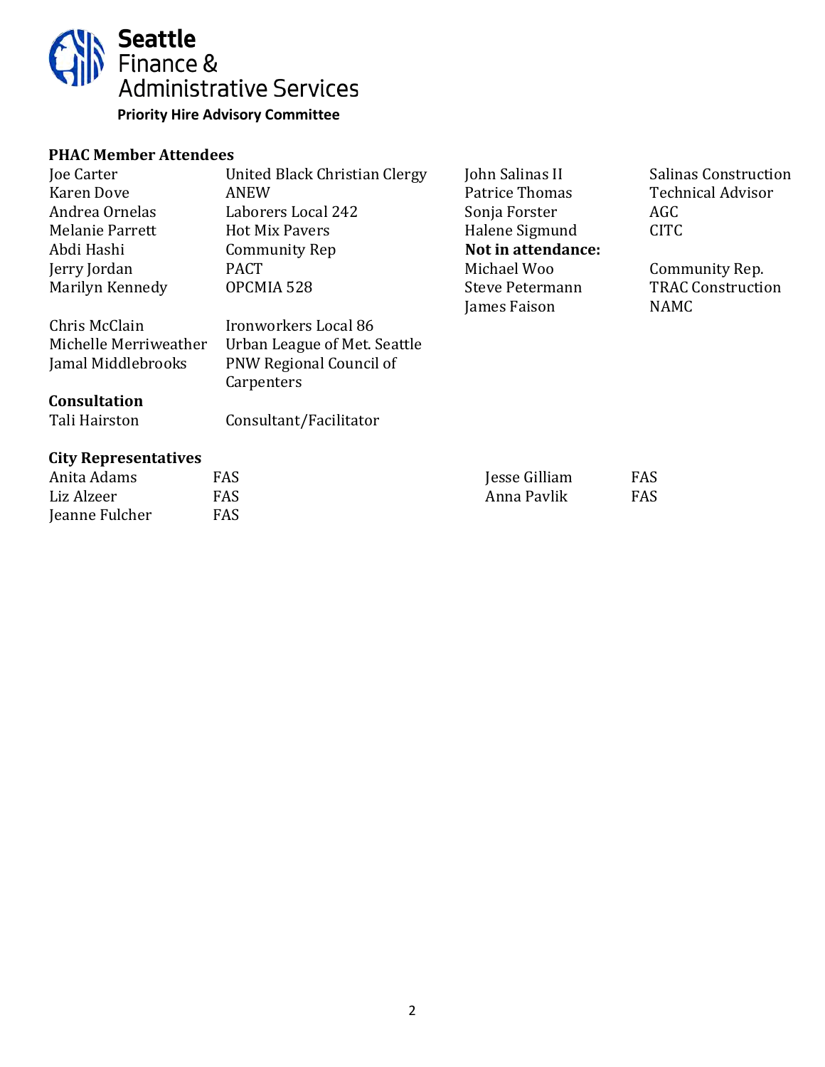Seattle Finance & Administrative Services

**Priority Hire Advisory Committee**

**PHAC Member Attendees**

| | |
|---|---|
| Joe Carter | United Black Christian Clergy |
| Karen Dove | ANEW |
| Andrea Ornelas | Laborers Local 242 |
| Melanie Parrett | Hot Mix Pavers |
| Abdi Hashi | Community Rep |
| Jerry Jordan | PACT |
| Marilyn Kennedy | OPCMIA 528 |
| Chris McClain | Ironworkers Local 86 |
| Michelle Merriweather | Urban League of Met. Seattle |
| Jamal Middlebrooks | PNW Regional Council of Carpenters |
| John Salinas II | Salinas Construction |
| Patrice Thomas | Technical Advisor |
| Sonja Forster | AGC |
| Halene Sigmund | CITC |

**Not in attendance:**

| | |
|---|---|
| Michael Woo | Community Rep. |
| Steve Petermann | TRAC Construction |
| James Faison | NAMC |

**Consultation**

| | |
|---|---|
| Tali Hairston | Consultant/Facilitator |

**City Representatives**

| | |
|---|---|
| Anita Adams | FAS |
| Liz Alzeer | FAS |
| Jeanne Fulcher | FAS |
| Jesse Gilliam | FAS |
| Anna Pavlik | FAS |